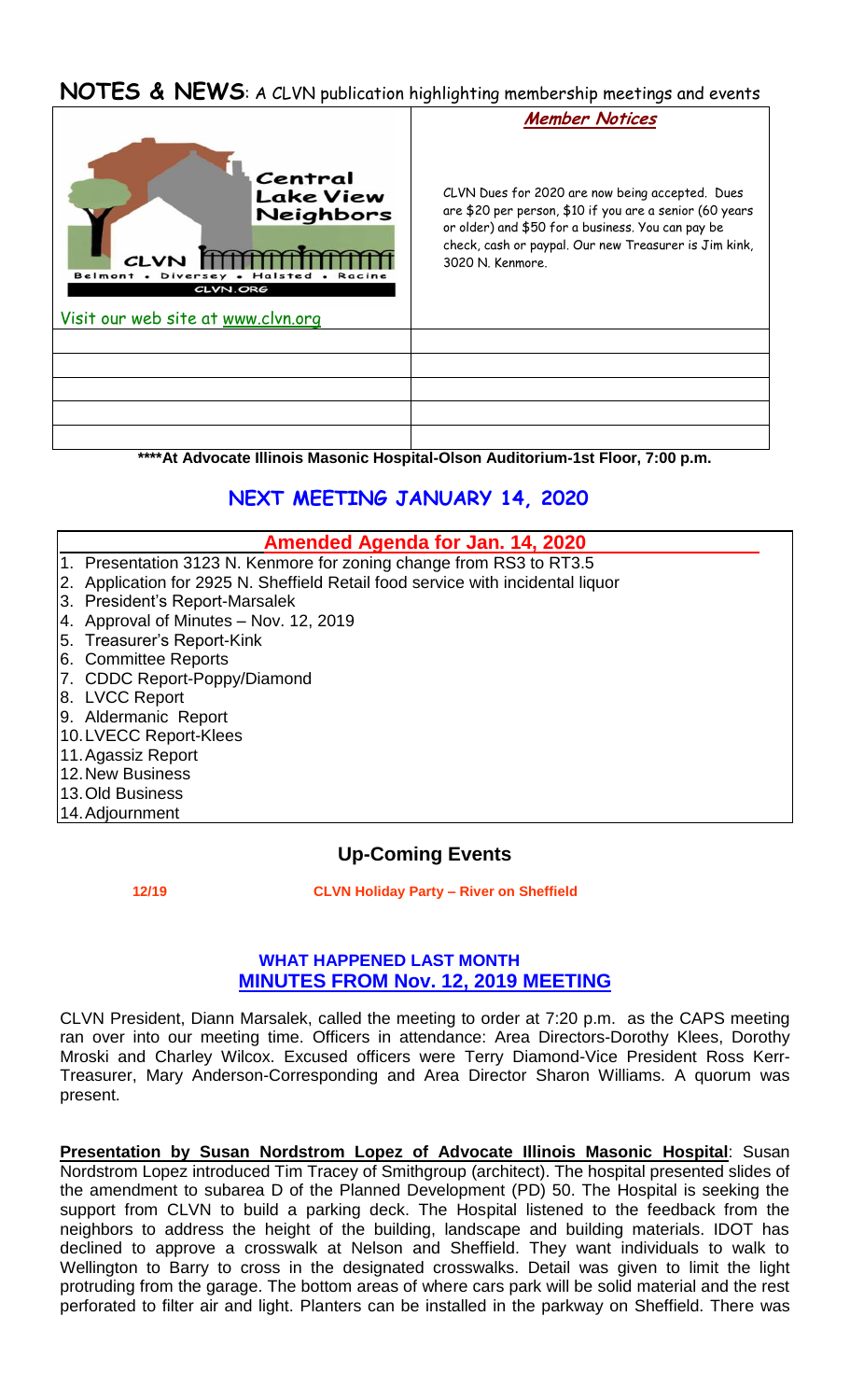# NOTES & NEWS: A CLVN publication highlighting membership meetings and events

| Central Lake View Neighbors — CLVN — Belmont • Diversey • Halsted • Racine — CLVN.ORG<br><br>Visit our web site at www.clvn.org | ***Member Notices***<br><br>CLVN Dues for 2020 are now being accepted. Dues are $20 per person, $10 if you are a senior (60 years or older) and $50 for a business. You can pay be check, cash or paypal. Our new Treasurer is Jim kink, 3020 N. Kenmore. |
|---|---|
| | |
| | |
| | |
| | |
| | |

**\*\*\*\*At Advocate Illinois Masonic Hospital-Olson Auditorium-1st Floor, 7:00 p.m.**

## NEXT MEETING JANUARY 14, 2020

### Amended Agenda for Jan. 14, 2020

1. Presentation 3123 N. Kenmore for zoning change from RS3 to RT3.5
2. Application for 2925 N. Sheffield Retail food service with incidental liquor
3. President's Report-Marsalek
4. Approval of Minutes – Nov. 12, 2019
5. Treasurer's Report-Kink
6. Committee Reports
7. CDDC Report-Poppy/Diamond
8. LVCC Report
9. Aldermanic Report
10. LVECC Report-Klees
11. Agassiz Report
12. New Business
13. Old Business
14. Adjournment

## Up-Coming Events

**12/19 CLVN Holiday Party – River on Sheffield**

### WHAT HAPPENED LAST MONTH

### MINUTES FROM Nov. 12, 2019 MEETING

CLVN President, Diann Marsalek, called the meeting to order at 7:20 p.m. as the CAPS meeting ran over into our meeting time. Officers in attendance: Area Directors-Dorothy Klees, Dorothy Mroski and Charley Wilcox. Excused officers were Terry Diamond-Vice President Ross Kerr-Treasurer, Mary Anderson-Corresponding and Area Director Sharon Williams. A quorum was present.

**Presentation by Susan Nordstrom Lopez of Advocate Illinois Masonic Hospital**: Susan Nordstrom Lopez introduced Tim Tracey of Smithgroup (architect). The hospital presented slides of the amendment to subarea D of the Planned Development (PD) 50. The Hospital is seeking the support from CLVN to build a parking deck. The Hospital listened to the feedback from the neighbors to address the height of the building, landscape and building materials. IDOT has declined to approve a crosswalk at Nelson and Sheffield. They want individuals to walk to Wellington to Barry to cross in the designated crosswalks. Detail was given to limit the light protruding from the garage. The bottom areas of where cars park will be solid material and the rest perforated to filter air and light. Planters can be installed in the parkway on Sheffield. There was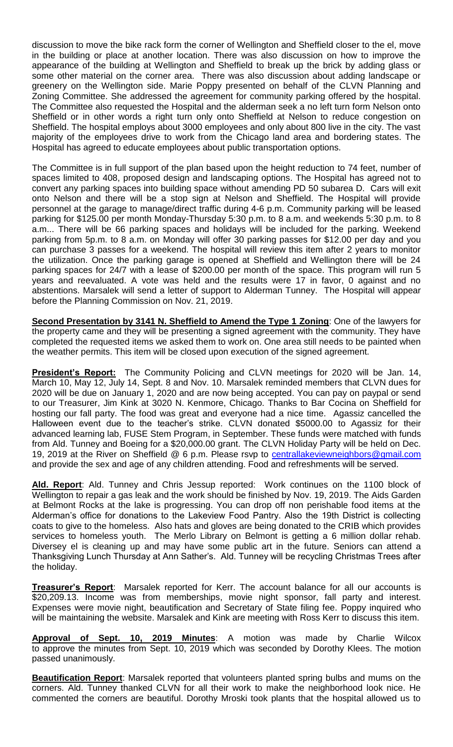discussion to move the bike rack form the corner of Wellington and Sheffield closer to the el, move in the building or place at another location. There was also discussion on how to improve the appearance of the building at Wellington and Sheffield to break up the brick by adding glass or some other material on the corner area. There was also discussion about adding landscape or greenery on the Wellington side. Marie Poppy presented on behalf of the CLVN Planning and Zoning Committee. She addressed the agreement for community parking offered by the hospital. The Committee also requested the Hospital and the alderman seek a no left turn form Nelson onto Sheffield or in other words a right turn only onto Sheffield at Nelson to reduce congestion on Sheffield. The hospital employs about 3000 employees and only about 800 live in the city. The vast majority of the employees drive to work from the Chicago land area and bordering states. The Hospital has agreed to educate employees about public transportation options.

The Committee is in full support of the plan based upon the height reduction to 74 feet, number of spaces limited to 408, proposed design and landscaping options. The Hospital has agreed not to convert any parking spaces into building space without amending PD 50 subarea D. Cars will exit onto Nelson and there will be a stop sign at Nelson and Sheffield. The Hospital will provide personnel at the garage to manage/direct traffic during 4-6 p.m. Community parking will be leased parking for $125.00 per month Monday-Thursday 5:30 p.m. to 8 a.m. and weekends 5:30 p.m. to 8 a.m... There will be 66 parking spaces and holidays will be included for the parking. Weekend parking from 5p.m. to 8 a.m. on Monday will offer 30 parking passes for $12.00 per day and you can purchase 3 passes for a weekend. The hospital will review this item after 2 years to monitor the utilization. Once the parking garage is opened at Sheffield and Wellington there will be 24 parking spaces for 24/7 with a lease of $200.00 per month of the space. This program will run 5 years and reevaluated. A vote was held and the results were 17 in favor, 0 against and no abstentions. Marsalek will send a letter of support to Alderman Tunney. The Hospital will appear before the Planning Commission on Nov. 21, 2019.

**Second Presentation by 3141 N. Sheffield to Amend the Type 1 Zoning**: One of the lawyers for the property came and they will be presenting a signed agreement with the community. They have completed the requested items we asked them to work on. One area still needs to be painted when the weather permits. This item will be closed upon execution of the signed agreement.

**President's Report:** The Community Policing and CLVN meetings for 2020 will be Jan. 14, March 10, May 12, July 14, Sept. 8 and Nov. 10. Marsalek reminded members that CLVN dues for 2020 will be due on January 1, 2020 and are now being accepted. You can pay on paypal or send to our Treasurer, Jim Kink at 3020 N. Kenmore, Chicago. Thanks to Bar Cocina on Sheffield for hosting our fall party. The food was great and everyone had a nice time. Agassiz cancelled the Halloween event due to the teacher's strike. CLVN donated $5000.00 to Agassiz for their advanced learning lab, FUSE Stem Program, in September. These funds were matched with funds from Ald. Tunney and Boeing for a $20,000.00 grant. The CLVN Holiday Party will be held on Dec. 19, 2019 at the River on Sheffield @ 6 p.m. Please rsvp to centrallakeviewneighbors@gmail.com and provide the sex and age of any children attending. Food and refreshments will be served.

**Ald. Report**: Ald. Tunney and Chris Jessup reported: Work continues on the 1100 block of Wellington to repair a gas leak and the work should be finished by Nov. 19, 2019. The Aids Garden at Belmont Rocks at the lake is progressing. You can drop off non perishable food items at the Alderman's office for donations to the Lakeview Food Pantry. Also the 19th District is collecting coats to give to the homeless. Also hats and gloves are being donated to the CRIB which provides services to homeless youth. The Merlo Library on Belmont is getting a 6 million dollar rehab. Diversey el is cleaning up and may have some public art in the future. Seniors can attend a Thanksgiving Lunch Thursday at Ann Sather's. Ald. Tunney will be recycling Christmas Trees after the holiday.

**Treasurer's Report**: Marsalek reported for Kerr. The account balance for all our accounts is $20,209.13. Income was from memberships, movie night sponsor, fall party and interest. Expenses were movie night, beautification and Secretary of State filing fee. Poppy inquired who will be maintaining the website. Marsalek and Kink are meeting with Ross Kerr to discuss this item.

**Approval of Sept. 10, 2019 Minutes**: A motion was made by Charlie Wilcox to approve the minutes from Sept. 10, 2019 which was seconded by Dorothy Klees. The motion passed unanimously.

**Beautification Report**: Marsalek reported that volunteers planted spring bulbs and mums on the corners. Ald. Tunney thanked CLVN for all their work to make the neighborhood look nice. He commented the corners are beautiful. Dorothy Mroski took plants that the hospital allowed us to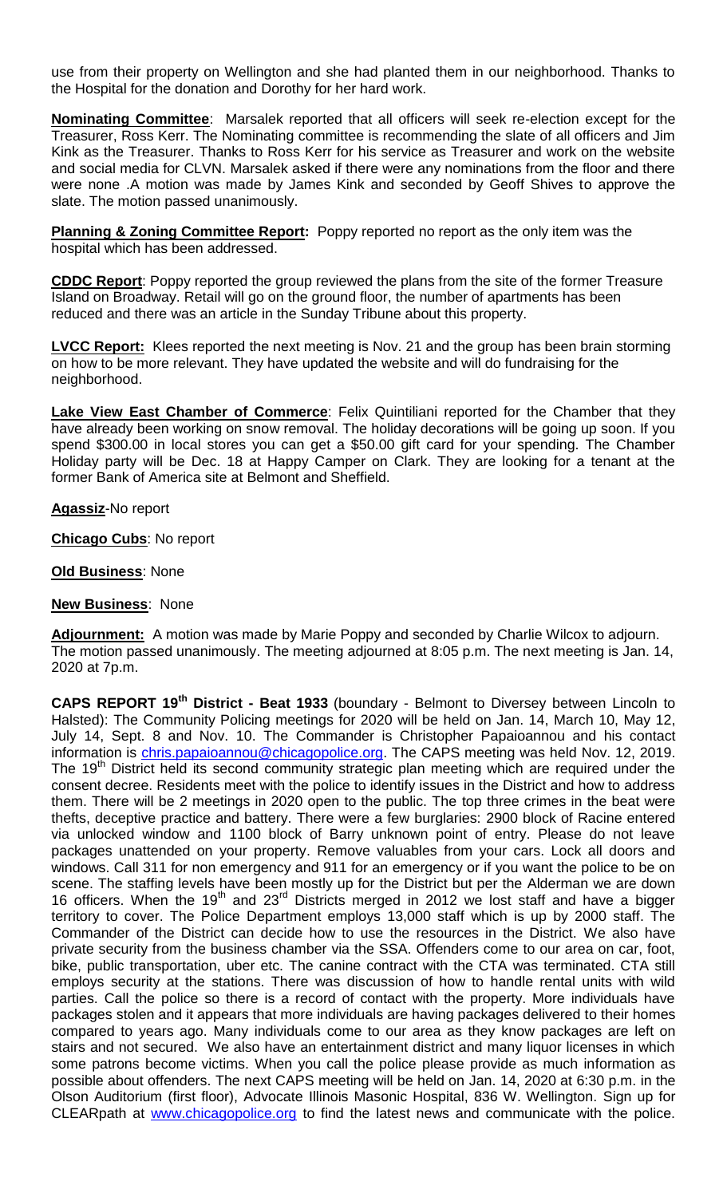use from their property on Wellington and she had planted them in our neighborhood. Thanks to the Hospital for the donation and Dorothy for her hard work.

**Nominating Committee**: Marsalek reported that all officers will seek re-election except for the Treasurer, Ross Kerr. The Nominating committee is recommending the slate of all officers and Jim Kink as the Treasurer. Thanks to Ross Kerr for his service as Treasurer and work on the website and social media for CLVN. Marsalek asked if there were any nominations from the floor and there were none .A motion was made by James Kink and seconded by Geoff Shives to approve the slate. The motion passed unanimously.

**Planning & Zoning Committee Report:** Poppy reported no report as the only item was the hospital which has been addressed.

**CDDC Report**: Poppy reported the group reviewed the plans from the site of the former Treasure Island on Broadway. Retail will go on the ground floor, the number of apartments has been reduced and there was an article in the Sunday Tribune about this property.

**LVCC Report:** Klees reported the next meeting is Nov. 21 and the group has been brain storming on how to be more relevant. They have updated the website and will do fundraising for the neighborhood.

**Lake View East Chamber of Commerce**: Felix Quintiliani reported for the Chamber that they have already been working on snow removal. The holiday decorations will be going up soon. If you spend $300.00 in local stores you can get a $50.00 gift card for your spending. The Chamber Holiday party will be Dec. 18 at Happy Camper on Clark. They are looking for a tenant at the former Bank of America site at Belmont and Sheffield.

**Agassiz**-No report

**Chicago Cubs**: No report

**Old Business**: None

**New Business**: None

**Adjournment:** A motion was made by Marie Poppy and seconded by Charlie Wilcox to adjourn. The motion passed unanimously. The meeting adjourned at 8:05 p.m. The next meeting is Jan. 14, 2020 at 7p.m.

**CAPS REPORT 19th District - Beat 1933** (boundary - Belmont to Diversey between Lincoln to Halsted): The Community Policing meetings for 2020 will be held on Jan. 14, March 10, May 12, July 14, Sept. 8 and Nov. 10. The Commander is Christopher Papaioannou and his contact information is chris.papaioannou@chicagopolice.org. The CAPS meeting was held Nov. 12, 2019. The 19th District held its second community strategic plan meeting which are required under the consent decree. Residents meet with the police to identify issues in the District and how to address them. There will be 2 meetings in 2020 open to the public. The top three crimes in the beat were thefts, deceptive practice and battery. There were a few burglaries: 2900 block of Racine entered via unlocked window and 1100 block of Barry unknown point of entry. Please do not leave packages unattended on your property. Remove valuables from your cars. Lock all doors and windows. Call 311 for non emergency and 911 for an emergency or if you want the police to be on scene. The staffing levels have been mostly up for the District but per the Alderman we are down 16 officers. When the 19th and 23rd Districts merged in 2012 we lost staff and have a bigger territory to cover. The Police Department employs 13,000 staff which is up by 2000 staff. The Commander of the District can decide how to use the resources in the District. We also have private security from the business chamber via the SSA. Offenders come to our area on car, foot, bike, public transportation, uber etc. The canine contract with the CTA was terminated. CTA still employs security at the stations. There was discussion of how to handle rental units with wild parties. Call the police so there is a record of contact with the property. More individuals have packages stolen and it appears that more individuals are having packages delivered to their homes compared to years ago. Many individuals come to our area as they know packages are left on stairs and not secured. We also have an entertainment district and many liquor licenses in which some patrons become victims. When you call the police please provide as much information as possible about offenders. The next CAPS meeting will be held on Jan. 14, 2020 at 6:30 p.m. in the Olson Auditorium (first floor), Advocate Illinois Masonic Hospital, 836 W. Wellington. Sign up for CLEARpath at www.chicagopolice.org to find the latest news and communicate with the police.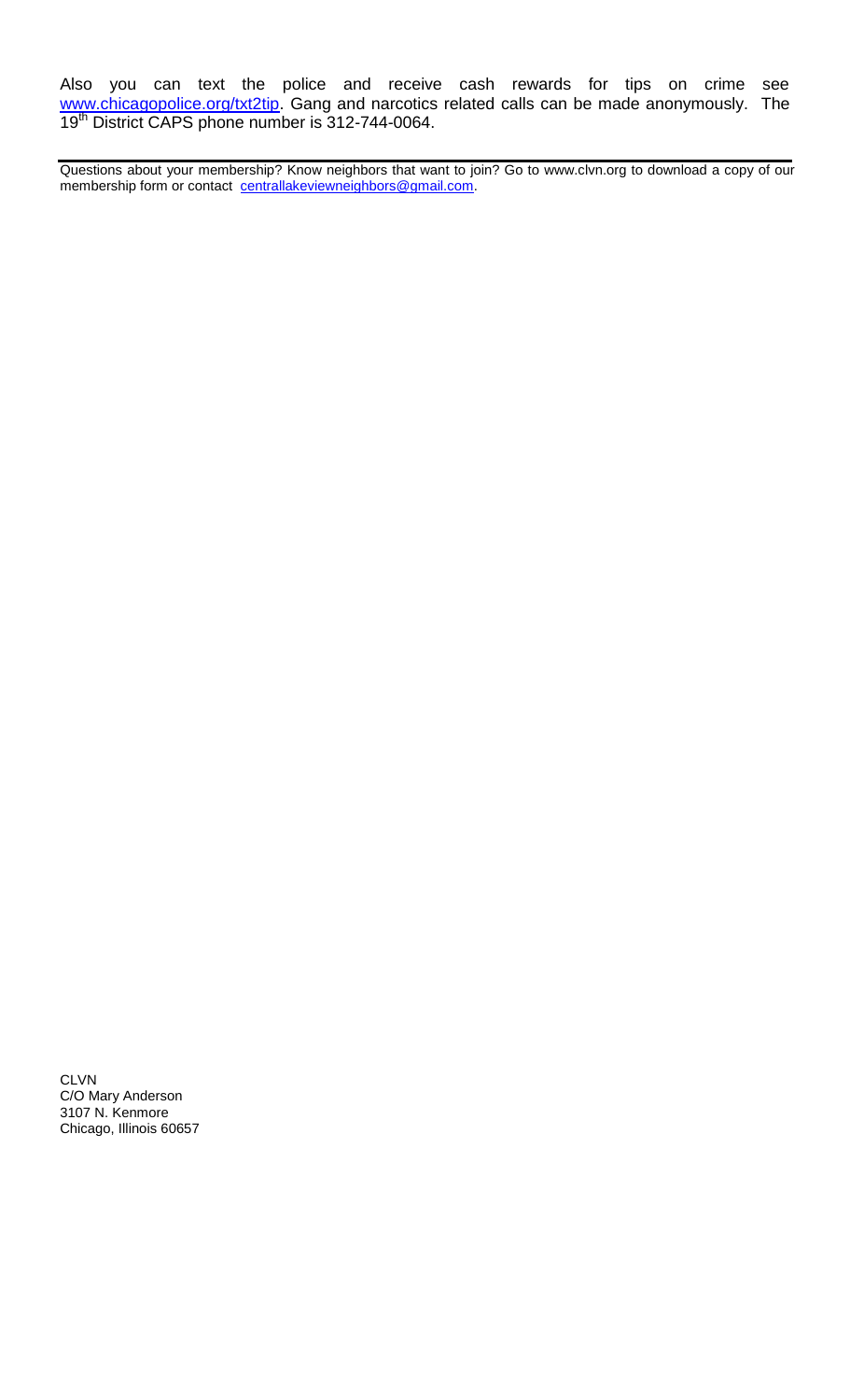Also you can text the police and receive cash rewards for tips on crime see www.chicagopolice.org/txt2tip. Gang and narcotics related calls can be made anonymously. The 19th District CAPS phone number is 312-744-0064.

---

Questions about your membership? Know neighbors that want to join? Go to www.clvn.org to download a copy of our membership form or contact centrallakeviewneighbors@gmail.com.

CLVN
C/O Mary Anderson
3107 N. Kenmore
Chicago, Illinois 60657